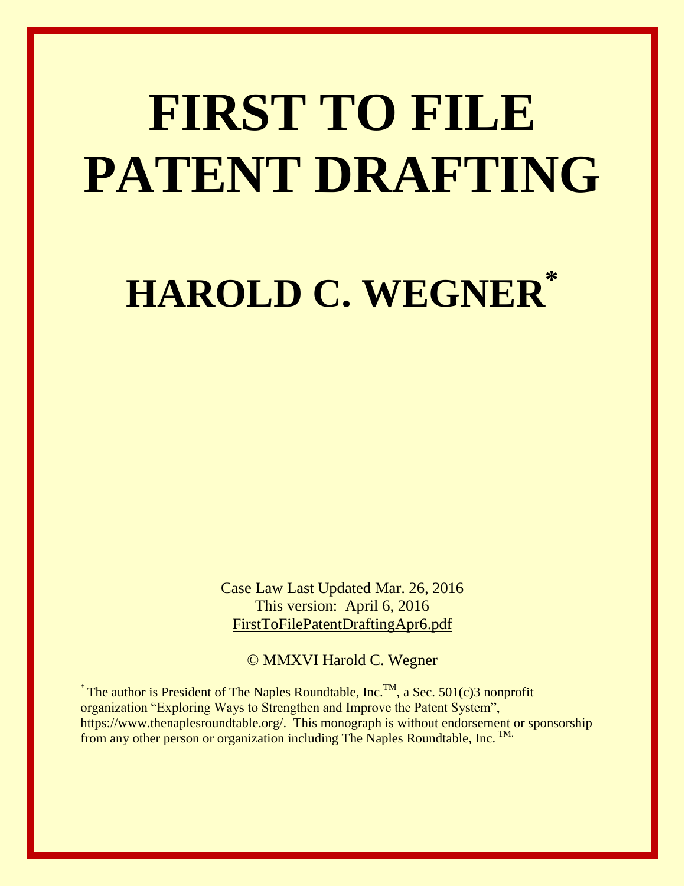# FIRST TO FILE PATENT DRAFTING

## HAROLD C. WEGNER*

Case Law Last Updated Mar. 26, 2016
This version: April 6, 2016
FirstToFilePatentDraftingApr6.pdf

© MMXVI Harold C. Wegner

* The author is President of The Naples Roundtable, Inc.™, a Sec. 501(c)3 nonprofit organization "Exploring Ways to Strengthen and Improve the Patent System", https://www.thenaplesroundtable.org/. This monograph is without endorsement or sponsorship from any other person or organization including The Naples Roundtable, Inc. ™.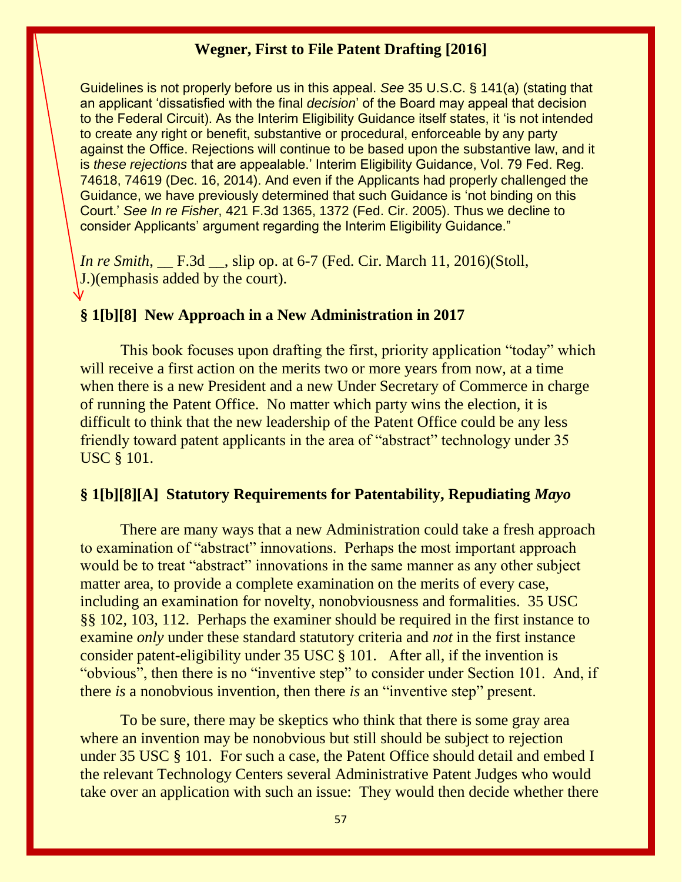Guidelines is not properly before us in this appeal. *See* 35 U.S.C. § 141(a) (stating that an applicant 'dissatisfied with the final *decision*' of the Board may appeal that decision to the Federal Circuit). As the Interim Eligibility Guidance itself states, it 'is not intended to create any right or benefit, substantive or procedural, enforceable by any party against the Office. Rejections will continue to be based upon the substantive law, and it is *these rejections* that are appealable.' Interim Eligibility Guidance, Vol. 79 Fed. Reg. 74618, 74619 (Dec. 16, 2014). And even if the Applicants had properly challenged the Guidance, we have previously determined that such Guidance is 'not binding on this Court.' *See In re Fisher*, 421 F.3d 1365, 1372 (Fed. Cir. 2005). Thus we decline to consider Applicants' argument regarding the Interim Eligibility Guidance."

*In re Smith*, __ F.3d __, slip op. at 6-7 (Fed. Cir. March 11, 2016)(Stoll, J.)(emphasis added by the court).

### § 1[b][8] New Approach in a New Administration in 2017

This book focuses upon drafting the first, priority application "today" which will receive a first action on the merits two or more years from now, at a time when there is a new President and a new Under Secretary of Commerce in charge of running the Patent Office. No matter which party wins the election, it is difficult to think that the new leadership of the Patent Office could be any less friendly toward patent applicants in the area of "abstract" technology under 35 USC § 101.

### § 1[b][8][A] Statutory Requirements for Patentability, Repudiating *Mayo*

There are many ways that a new Administration could take a fresh approach to examination of "abstract" innovations. Perhaps the most important approach would be to treat "abstract" innovations in the same manner as any other subject matter area, to provide a complete examination on the merits of every case, including an examination for novelty, nonobviousness and formalities. 35 USC §§ 102, 103, 112. Perhaps the examiner should be required in the first instance to examine *only* under these standard statutory criteria and *not* in the first instance consider patent-eligibility under 35 USC § 101. After all, if the invention is "obvious", then there is no "inventive step" to consider under Section 101. And, if there *is* a nonobvious invention, then there *is* an "inventive step" present.

To be sure, there may be skeptics who think that there is some gray area where an invention may be nonobvious but still should be subject to rejection under 35 USC § 101. For such a case, the Patent Office should detail and embed I the relevant Technology Centers several Administrative Patent Judges who would take over an application with such an issue: They would then decide whether there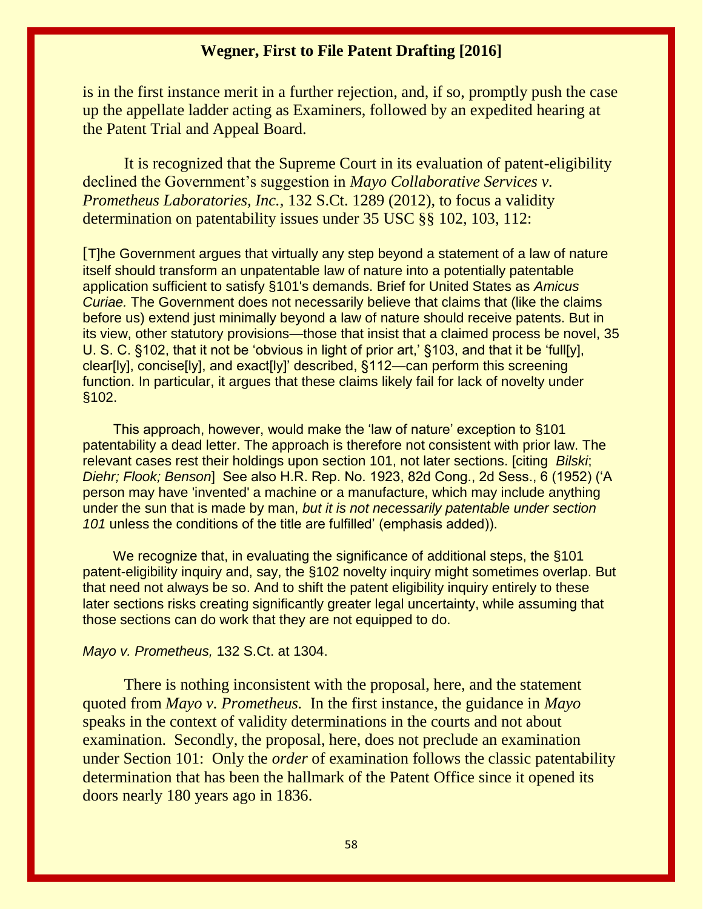is in the first instance merit in a further rejection, and, if so, promptly push the case up the appellate ladder acting as Examiners, followed by an expedited hearing at the Patent Trial and Appeal Board.

It is recognized that the Supreme Court in its evaluation of patent-eligibility declined the Government's suggestion in *Mayo Collaborative Services v. Prometheus Laboratories, Inc.*, 132 S.Ct. 1289 (2012), to focus a validity determination on patentability issues under 35 USC §§ 102, 103, 112:

> [T]he Government argues that virtually any step beyond a statement of a law of nature itself should transform an unpatentable law of nature into a potentially patentable application sufficient to satisfy §101's demands. Brief for United States as *Amicus Curiae.* The Government does not necessarily believe that claims that (like the claims before us) extend just minimally beyond a law of nature should receive patents. But in its view, other statutory provisions—those that insist that a claimed process be novel, 35 U. S. C. §102, that it not be 'obvious in light of prior art,' §103, and that it be 'full[y], clear[ly], concise[ly], and exact[ly]' described, §112—can perform this screening function. In particular, it argues that these claims likely fail for lack of novelty under §102.
>
> This approach, however, would make the 'law of nature' exception to §101 patentability a dead letter. The approach is therefore not consistent with prior law. The relevant cases rest their holdings upon section 101, not later sections. [citing *Bilski*; *Diehr; Flook; Benson*] See also H.R. Rep. No. 1923, 82d Cong., 2d Sess., 6 (1952) ('A person may have 'invented' a machine or a manufacture, which may include anything under the sun that is made by man, *but it is not necessarily patentable under section 101* unless the conditions of the title are fulfilled' (emphasis added)).
>
> We recognize that, in evaluating the significance of additional steps, the §101 patent-eligibility inquiry and, say, the §102 novelty inquiry might sometimes overlap. But that need not always be so. And to shift the patent eligibility inquiry entirely to these later sections risks creating significantly greater legal uncertainty, while assuming that those sections can do work that they are not equipped to do.
>
> *Mayo v. Prometheus,* 132 S.Ct. at 1304.

There is nothing inconsistent with the proposal, here, and the statement quoted from *Mayo v. Prometheus.* In the first instance, the guidance in *Mayo* speaks in the context of validity determinations in the courts and not about examination. Secondly, the proposal, here, does not preclude an examination under Section 101: Only the *order* of examination follows the classic patentability determination that has been the hallmark of the Patent Office since it opened its doors nearly 180 years ago in 1836.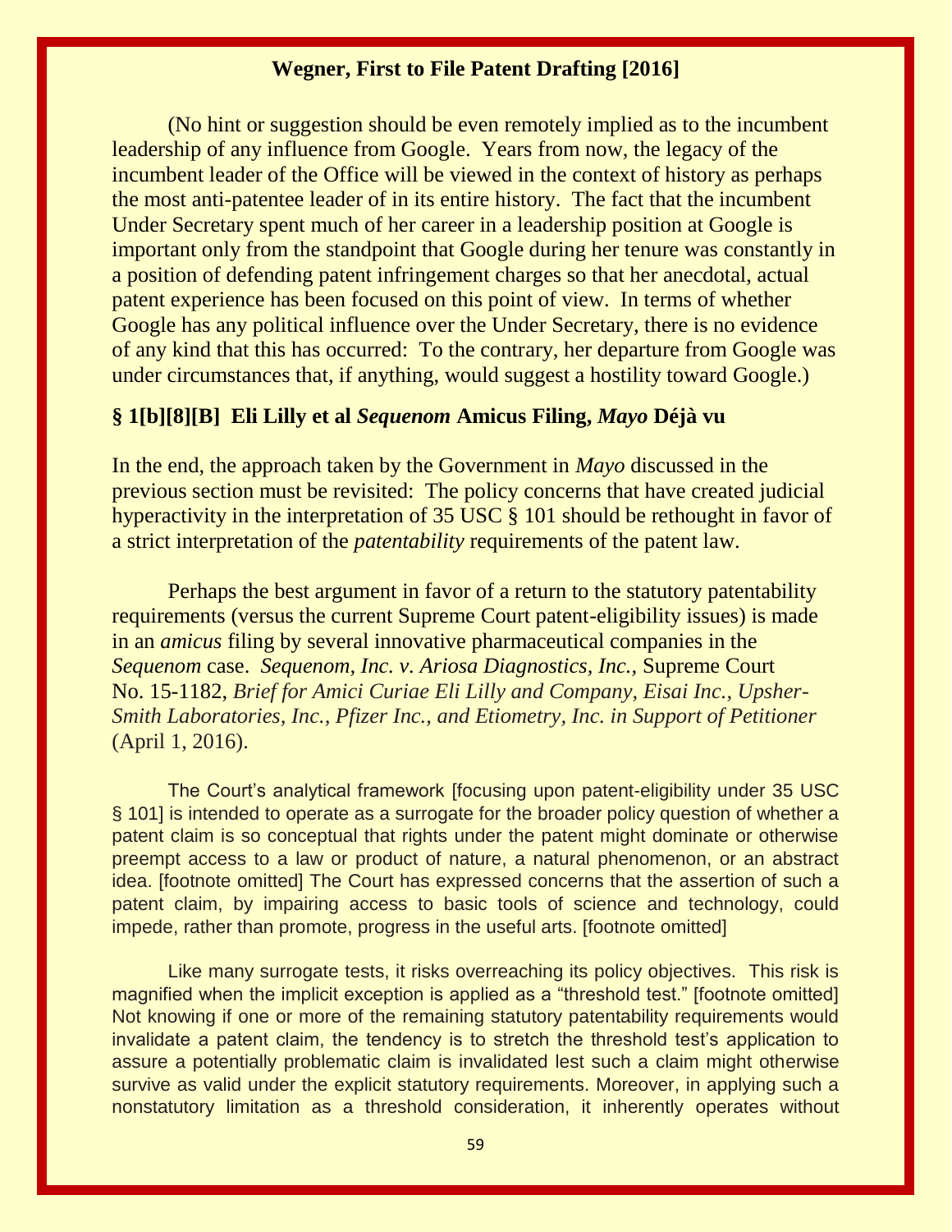(No hint or suggestion should be even remotely implied as to the incumbent leadership of any influence from Google. Years from now, the legacy of the incumbent leader of the Office will be viewed in the context of history as perhaps the most anti-patentee leader of in its entire history. The fact that the incumbent Under Secretary spent much of her career in a leadership position at Google is important only from the standpoint that Google during her tenure was constantly in a position of defending patent infringement charges so that her anecdotal, actual patent experience has been focused on this point of view. In terms of whether Google has any political influence over the Under Secretary, there is no evidence of any kind that this has occurred: To the contrary, her departure from Google was under circumstances that, if anything, would suggest a hostility toward Google.)

### § 1[b][8][B] Eli Lilly et al *Sequenom* Amicus Filing, *Mayo* Déjà vu

In the end, the approach taken by the Government in *Mayo* discussed in the previous section must be revisited: The policy concerns that have created judicial hyperactivity in the interpretation of 35 USC § 101 should be rethought in favor of a strict interpretation of the *patentability* requirements of the patent law.

Perhaps the best argument in favor of a return to the statutory patentability requirements (versus the current Supreme Court patent-eligibility issues) is made in an *amicus* filing by several innovative pharmaceutical companies in the *Sequenom* case. *Sequenom, Inc. v. Ariosa Diagnostics, Inc.,* Supreme Court No. 15-1182, *Brief for Amici Curiae Eli Lilly and Company, Eisai Inc., Upsher-Smith Laboratories, Inc., Pfizer Inc., and Etiometry, Inc. in Support of Petitioner* (April 1, 2016).

> The Court's analytical framework [focusing upon patent-eligibility under 35 USC § 101] is intended to operate as a surrogate for the broader policy question of whether a patent claim is so conceptual that rights under the patent might dominate or otherwise preempt access to a law or product of nature, a natural phenomenon, or an abstract idea. [footnote omitted] The Court has expressed concerns that the assertion of such a patent claim, by impairing access to basic tools of science and technology, could impede, rather than promote, progress in the useful arts. [footnote omitted]
>
> Like many surrogate tests, it risks overreaching its policy objectives. This risk is magnified when the implicit exception is applied as a "threshold test." [footnote omitted] Not knowing if one or more of the remaining statutory patentability requirements would invalidate a patent claim, the tendency is to stretch the threshold test's application to assure a potentially problematic claim is invalidated lest such a claim might otherwise survive as valid under the explicit statutory requirements. Moreover, in applying such a nonstatutory limitation as a threshold consideration, it inherently operates without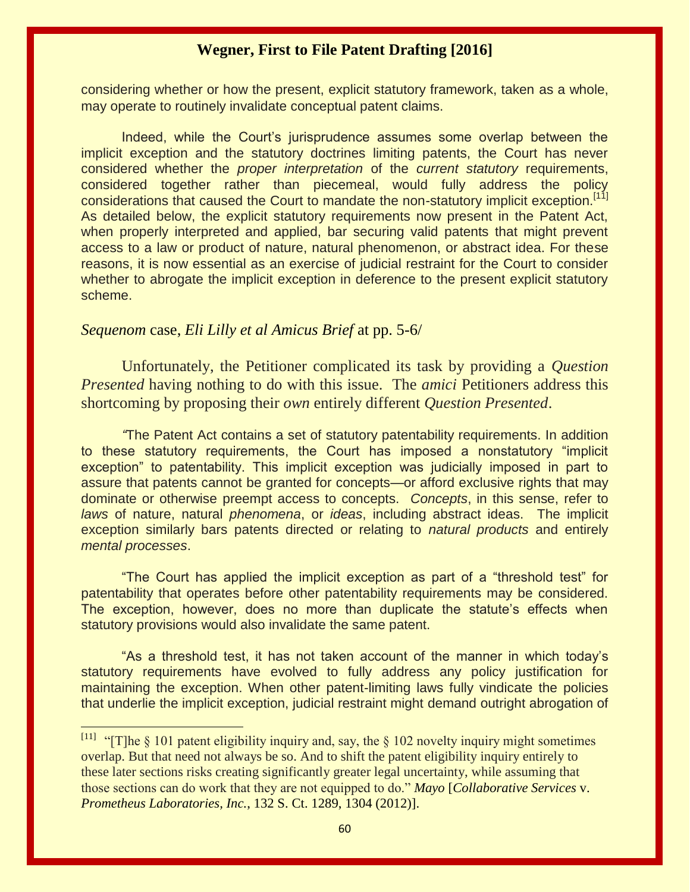considering whether or how the present, explicit statutory framework, taken as a whole, may operate to routinely invalidate conceptual patent claims.

Indeed, while the Court's jurisprudence assumes some overlap between the implicit exception and the statutory doctrines limiting patents, the Court has never considered whether the *proper interpretation* of the *current statutory* requirements, considered together rather than piecemeal, would fully address the policy considerations that caused the Court to mandate the non-statutory implicit exception.[11] As detailed below, the explicit statutory requirements now present in the Patent Act, when properly interpreted and applied, bar securing valid patents that might prevent access to a law or product of nature, natural phenomenon, or abstract idea. For these reasons, it is now essential as an exercise of judicial restraint for the Court to consider whether to abrogate the implicit exception in deference to the present explicit statutory scheme.

*Sequenom* case, *Eli Lilly et al Amicus Brief* at pp. 5-6/

Unfortunately, the Petitioner complicated its task by providing a *Question Presented* having nothing to do with this issue. The *amici* Petitioners address this shortcoming by proposing their *own* entirely different *Question Presented*.

"The Patent Act contains a set of statutory patentability requirements. In addition to these statutory requirements, the Court has imposed a nonstatutory "implicit exception" to patentability. This implicit exception was judicially imposed in part to assure that patents cannot be granted for concepts—or afford exclusive rights that may dominate or otherwise preempt access to concepts. *Concepts*, in this sense, refer to *laws* of nature, natural *phenomena*, or *ideas*, including abstract ideas. The implicit exception similarly bars patents directed or relating to *natural products* and entirely *mental processes*.

"The Court has applied the implicit exception as part of a "threshold test" for patentability that operates before other patentability requirements may be considered. The exception, however, does no more than duplicate the statute's effects when statutory provisions would also invalidate the same patent.

"As a threshold test, it has not taken account of the manner in which today's statutory requirements have evolved to fully address any policy justification for maintaining the exception. When other patent-limiting laws fully vindicate the policies that underlie the implicit exception, judicial restraint might demand outright abrogation of

---

[11] "[T]he § 101 patent eligibility inquiry and, say, the § 102 novelty inquiry might sometimes overlap. But that need not always be so. And to shift the patent eligibility inquiry entirely to these later sections risks creating significantly greater legal uncertainty, while assuming that those sections can do work that they are not equipped to do." *Mayo* [*Collaborative Services* v. *Prometheus Laboratories, Inc.*, 132 S. Ct. 1289, 1304 (2012)].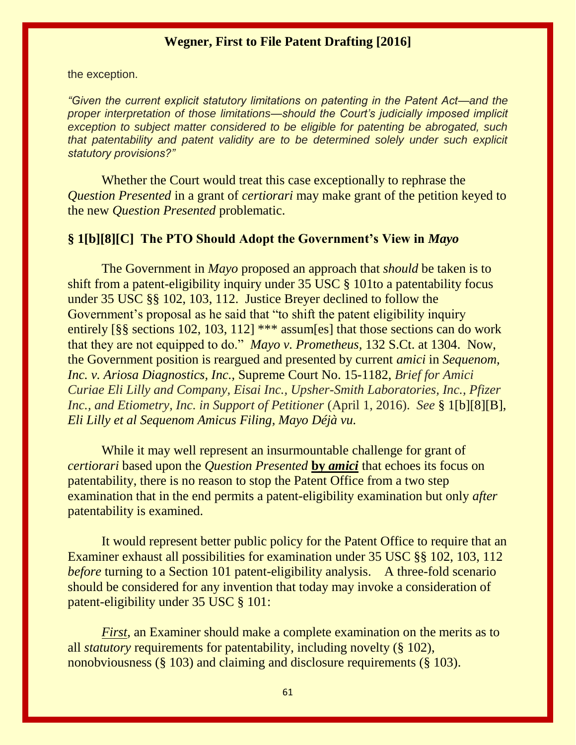the exception.

*"Given the current explicit statutory limitations on patenting in the Patent Act—and the proper interpretation of those limitations—should the Court's judicially imposed implicit exception to subject matter considered to be eligible for patenting be abrogated, such that patentability and patent validity are to be determined solely under such explicit statutory provisions?"*

Whether the Court would treat this case exceptionally to rephrase the *Question Presented* in a grant of *certiorari* may make grant of the petition keyed to the new *Question Presented* problematic.

### § 1[b][8][C] The PTO Should Adopt the Government's View in *Mayo*

The Government in *Mayo* proposed an approach that *should* be taken is to shift from a patent-eligibility inquiry under 35 USC § 101to a patentability focus under 35 USC §§ 102, 103, 112. Justice Breyer declined to follow the Government's proposal as he said that "to shift the patent eligibility inquiry entirely [§§ sections 102, 103, 112] *** assum[es] that those sections can do work that they are not equipped to do." *Mayo v. Prometheus,* 132 S.Ct. at 1304. Now, the Government position is reargued and presented by current *amici* in *Sequenom, Inc. v. Ariosa Diagnostics, Inc.,* Supreme Court No. 15-1182, *Brief for Amici Curiae Eli Lilly and Company, Eisai Inc., Upsher-Smith Laboratories, Inc., Pfizer Inc., and Etiometry, Inc. in Support of Petitioner* (April 1, 2016). *See* § 1[b][8][B], *Eli Lilly et al Sequenom Amicus Filing, Mayo Déjà vu.*

While it may well represent an insurmountable challenge for grant of *certiorari* based upon the *Question Presented* **by *amici*** that echoes its focus on patentability, there is no reason to stop the Patent Office from a two step examination that in the end permits a patent-eligibility examination but only *after* patentability is examined.

It would represent better public policy for the Patent Office to require that an Examiner exhaust all possibilities for examination under 35 USC §§ 102, 103, 112 *before* turning to a Section 101 patent-eligibility analysis. A three-fold scenario should be considered for any invention that today may invoke a consideration of patent-eligibility under 35 USC § 101:

*First,* an Examiner should make a complete examination on the merits as to all *statutory* requirements for patentability, including novelty (§ 102), nonobviousness (§ 103) and claiming and disclosure requirements (§ 103).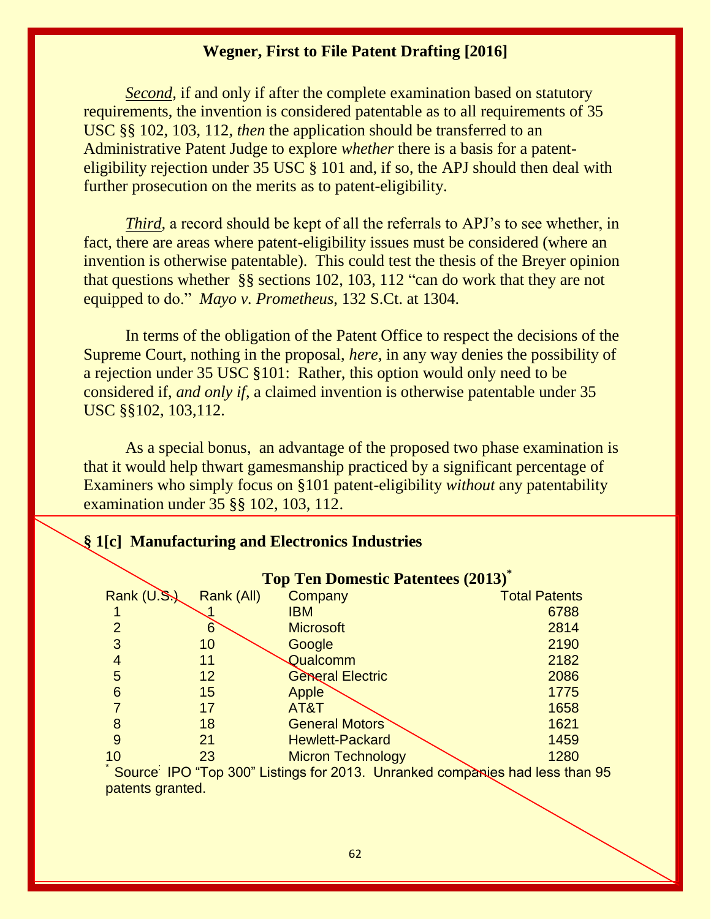*Second*, if and only if after the complete examination based on statutory requirements, the invention is considered patentable as to all requirements of 35 USC §§ 102, 103, 112, *then* the application should be transferred to an Administrative Patent Judge to explore *whether* there is a basis for a patent-eligibility rejection under 35 USC § 101 and, if so, the APJ should then deal with further prosecution on the merits as to patent-eligibility.

*Third*, a record should be kept of all the referrals to APJ's to see whether, in fact, there are areas where patent-eligibility issues must be considered (where an invention is otherwise patentable). This could test the thesis of the Breyer opinion that questions whether §§ sections 102, 103, 112 "can do work that they are not equipped to do." *Mayo v. Prometheus*, 132 S.Ct. at 1304.

In terms of the obligation of the Patent Office to respect the decisions of the Supreme Court, nothing in the proposal, *here*, in any way denies the possibility of a rejection under 35 USC §101: Rather, this option would only need to be considered if, *and only if*, a claimed invention is otherwise patentable under 35 USC §§102, 103,112.

As a special bonus, an advantage of the proposed two phase examination is that it would help thwart gamesmanship practiced by a significant percentage of Examiners who simply focus on §101 patent-eligibility *without* any patentability examination under 35 §§ 102, 103, 112.

## § 1[c] Manufacturing and Electronics Industries

**Top Ten Domestic Patentees (2013)***

| Rank (U.S.) | Rank (All) | Company | Total Patents |
|---|---|---|---|
| 1 | 1 | IBM | 6788 |
| 2 | 6 | Microsoft | 2814 |
| 3 | 10 | Google | 2190 |
| 4 | 11 | Qualcomm | 2182 |
| 5 | 12 | General Electric | 2086 |
| 6 | 15 | Apple | 1775 |
| 7 | 17 | AT&T | 1658 |
| 8 | 18 | General Motors | 1621 |
| 9 | 21 | Hewlett-Packard | 1459 |
| 10 | 23 | Micron Technology | 1280 |

* Source: IPO "Top 300" Listings for 2013. Unranked companies had less than 95 patents granted.